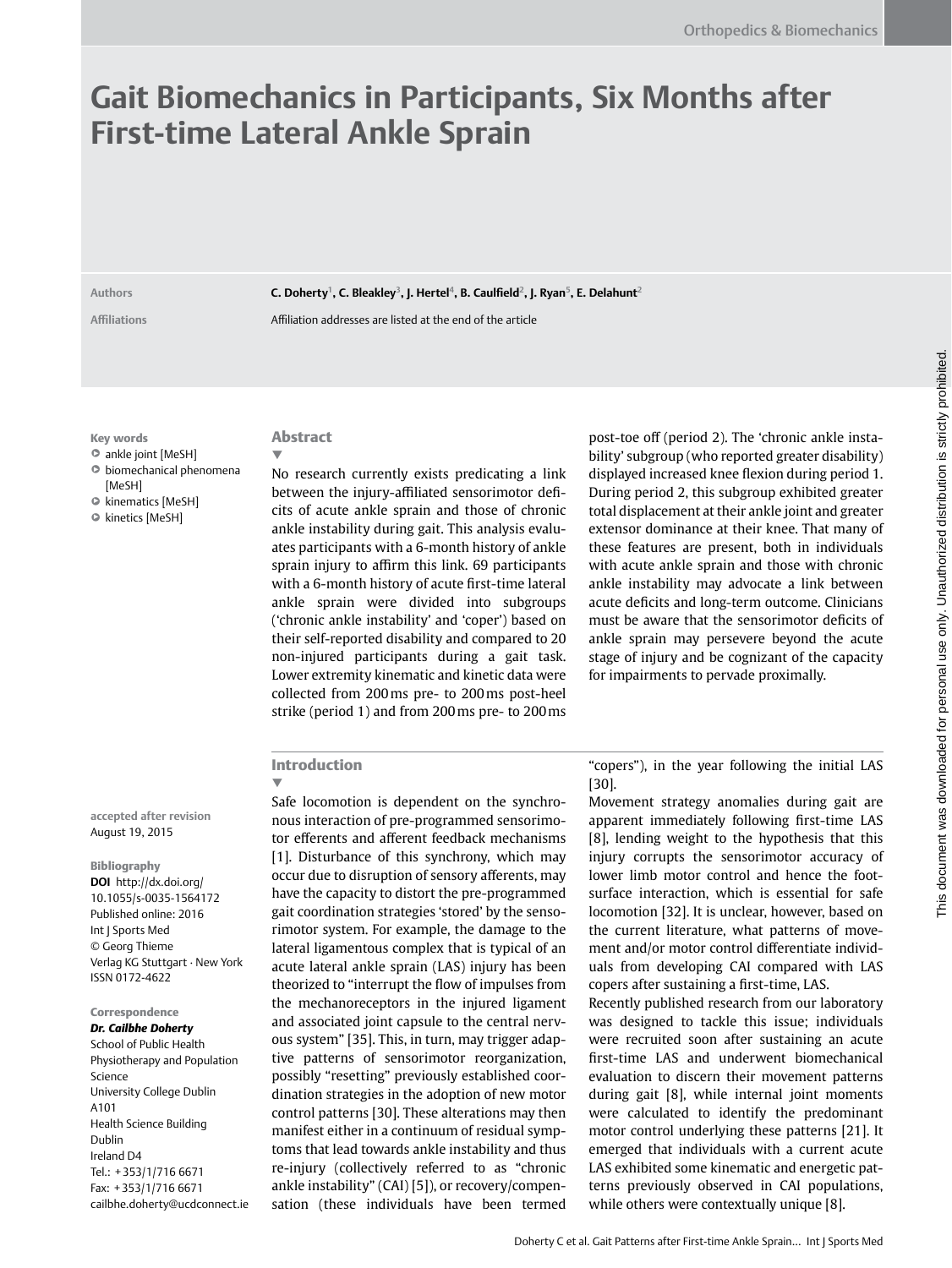# Gait Biomechanics in Participants, Six Months after First-time Lateral Ankle Sprain

**Authors** C. Doherty[1], C. Bleakley[3], J. Hertel[4], B. Caulfield[2], J. Ryan[5], E. Delahunt[2]

**Affiliations** Affiliation addresses are listed at the end of the article

**Key words**
- ankle joint [MeSH]
- biomechanical phenomena [MeSH]
- kinematics [MeSH]
- kinetics [MeSH]

## Abstract

No research currently exists predicating a link between the injury-affiliated sensorimotor deficits of acute ankle sprain and those of chronic ankle instability during gait. This analysis evaluates participants with a 6-month history of ankle sprain injury to affirm this link. 69 participants with a 6-month history of acute first-time lateral ankle sprain were divided into subgroups ('chronic ankle instability' and 'coper') based on their self-reported disability and compared to 20 non-injured participants during a gait task. Lower extremity kinematic and kinetic data were collected from 200 ms pre- to 200 ms post-heel strike (period 1) and from 200 ms pre- to 200 ms post-toe off (period 2). The 'chronic ankle instability' subgroup (who reported greater disability) displayed increased knee flexion during period 1. During period 2, this subgroup exhibited greater total displacement at their ankle joint and greater extensor dominance at their knee. That many of these features are present, both in individuals with acute ankle sprain and those with chronic ankle instability may advocate a link between acute deficits and long-term outcome. Clinicians must be aware that the sensorimotor deficits of ankle sprain may persevere beyond the acute stage of injury and be cognizant of the capacity for impairments to pervade proximally.

**accepted after revision**
August 19, 2015

**Bibliography**
**DOI** http://dx.doi.org/10.1055/s-0035-1564172
Published online: 2016
Int J Sports Med
© Georg Thieme Verlag KG Stuttgart · New York
ISSN 0172-4622

**Correspondence**
***Dr. Cailbhe Doherty***
School of Public Health Physiotherapy and Population Science
University College Dublin
A101
Health Science Building
Dublin
Ireland D4
Tel.: +353/1/716 6671
Fax: +353/1/716 6671
cailbhe.doherty@ucdconnect.ie

## Introduction

Safe locomotion is dependent on the synchronous interaction of pre-programmed sensorimotor efferents and afferent feedback mechanisms [1]. Disturbance of this synchrony, which may occur due to disruption of sensory afferents, may have the capacity to distort the pre-programmed gait coordination strategies 'stored' by the sensorimotor system. For example, the damage to the lateral ligamentous complex that is typical of an acute lateral ankle sprain (LAS) injury has been theorized to "interrupt the flow of impulses from the mechanoreceptors in the injured ligament and associated joint capsule to the central nervous system" [35]. This, in turn, may trigger adaptive patterns of sensorimotor reorganization, possibly "resetting" previously established coordination strategies in the adoption of new motor control patterns [30]. These alterations may then manifest either in a continuum of residual symptoms that lead towards ankle instability and thus re-injury (collectively referred to as "chronic ankle instability" (CAI) [5]), or recovery/compensation (these individuals have been termed "copers"), in the year following the initial LAS [30].

Movement strategy anomalies during gait are apparent immediately following first-time LAS [8], lending weight to the hypothesis that this injury corrupts the sensorimotor accuracy of lower limb motor control and hence the foot-surface interaction, which is essential for safe locomotion [32]. It is unclear, however, based on the current literature, what patterns of movement and/or motor control differentiate individuals from developing CAI compared with LAS copers after sustaining a first-time, LAS.

Recently published research from our laboratory was designed to tackle this issue; individuals were recruited soon after sustaining an acute first-time LAS and underwent biomechanical evaluation to discern their movement patterns during gait [8], while internal joint moments were calculated to identify the predominant motor control underlying these patterns [21]. It emerged that individuals with a current acute LAS exhibited some kinematic and energetic patterns previously observed in CAI populations, while others were contextually unique [8].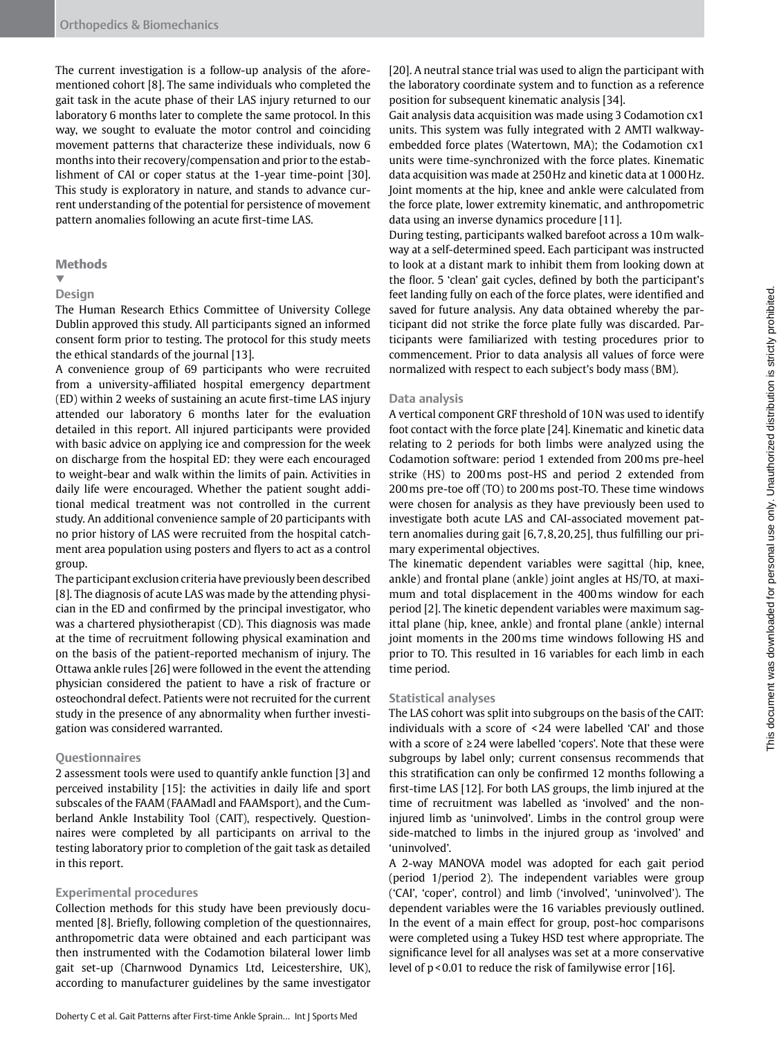The current investigation is a follow-up analysis of the aforementioned cohort [8]. The same individuals who completed the gait task in the acute phase of their LAS injury returned to our laboratory 6 months later to complete the same protocol. In this way, we sought to evaluate the motor control and coinciding movement patterns that characterize these individuals, now 6 months into their recovery/compensation and prior to the establishment of CAI or coper status at the 1-year time-point [30]. This study is exploratory in nature, and stands to advance current understanding of the potential for persistence of movement pattern anomalies following an acute first-time LAS.

## Methods

### Design

The Human Research Ethics Committee of University College Dublin approved this study. All participants signed an informed consent form prior to testing. The protocol for this study meets the ethical standards of the journal [13].

A convenience group of 69 participants who were recruited from a university-affiliated hospital emergency department (ED) within 2 weeks of sustaining an acute first-time LAS injury attended our laboratory 6 months later for the evaluation detailed in this report. All injured participants were provided with basic advice on applying ice and compression for the week on discharge from the hospital ED: they were each encouraged to weight-bear and walk within the limits of pain. Activities in daily life were encouraged. Whether the patient sought additional medical treatment was not controlled in the current study. An additional convenience sample of 20 participants with no prior history of LAS were recruited from the hospital catchment area population using posters and flyers to act as a control group.

The participant exclusion criteria have previously been described [8]. The diagnosis of acute LAS was made by the attending physician in the ED and confirmed by the principal investigator, who was a chartered physiotherapist (CD). This diagnosis was made at the time of recruitment following physical examination and on the basis of the patient-reported mechanism of injury. The Ottawa ankle rules [26] were followed in the event the attending physician considered the patient to have a risk of fracture or osteochondral defect. Patients were not recruited for the current study in the presence of any abnormality when further investigation was considered warranted.

### Questionnaires

2 assessment tools were used to quantify ankle function [3] and perceived instability [15]: the activities in daily life and sport subscales of the FAAM (FAAMadl and FAAMsport), and the Cumberland Ankle Instability Tool (CAIT), respectively. Questionnaires were completed by all participants on arrival to the testing laboratory prior to completion of the gait task as detailed in this report.

### Experimental procedures

Collection methods for this study have been previously documented [8]. Briefly, following completion of the questionnaires, anthropometric data were obtained and each participant was then instrumented with the Codamotion bilateral lower limb gait set-up (Charnwood Dynamics Ltd, Leicestershire, UK), according to manufacturer guidelines by the same investigator [20]. A neutral stance trial was used to align the participant with the laboratory coordinate system and to function as a reference position for subsequent kinematic analysis [34].

Gait analysis data acquisition was made using 3 Codamotion cx1 units. This system was fully integrated with 2 AMTI walkway-embedded force plates (Watertown, MA); the Codamotion cx1 units were time-synchronized with the force plates. Kinematic data acquisition was made at 250 Hz and kinetic data at 1 000 Hz. Joint moments at the hip, knee and ankle were calculated from the force plate, lower extremity kinematic, and anthropometric data using an inverse dynamics procedure [11].

During testing, participants walked barefoot across a 10 m walkway at a self-determined speed. Each participant was instructed to look at a distant mark to inhibit them from looking down at the floor. 5 'clean' gait cycles, defined by both the participant's feet landing fully on each of the force plates, were identified and saved for future analysis. Any data obtained whereby the participant did not strike the force plate fully was discarded. Participants were familiarized with testing procedures prior to commencement. Prior to data analysis all values of force were normalized with respect to each subject's body mass (BM).

### Data analysis

A vertical component GRF threshold of 10 N was used to identify foot contact with the force plate [24]. Kinematic and kinetic data relating to 2 periods for both limbs were analyzed using the Codamotion software: period 1 extended from 200 ms pre-heel strike (HS) to 200 ms post-HS and period 2 extended from 200 ms pre-toe off (TO) to 200 ms post-TO. These time windows were chosen for analysis as they have previously been used to investigate both acute LAS and CAI-associated movement pattern anomalies during gait [6,7,8,20,25], thus fulfilling our primary experimental objectives.

The kinematic dependent variables were sagittal (hip, knee, ankle) and frontal plane (ankle) joint angles at HS/TO, at maximum and total displacement in the 400 ms window for each period [2]. The kinetic dependent variables were maximum sagittal plane (hip, knee, ankle) and frontal plane (ankle) internal joint moments in the 200 ms time windows following HS and prior to TO. This resulted in 16 variables for each limb in each time period.

### Statistical analyses

The LAS cohort was split into subgroups on the basis of the CAIT: individuals with a score of <24 were labelled 'CAI' and those with a score of ≥24 were labelled 'copers'. Note that these were subgroups by label only; current consensus recommends that this stratification can only be confirmed 12 months following a first-time LAS [12]. For both LAS groups, the limb injured at the time of recruitment was labelled as 'involved' and the non-injured limb as 'uninvolved'. Limbs in the control group were side-matched to limbs in the injured group as 'involved' and 'uninvolved'.

A 2-way MANOVA model was adopted for each gait period (period 1/period 2). The independent variables were group ('CAI', 'coper', control) and limb ('involved', 'uninvolved'). The dependent variables were the 16 variables previously outlined. In the event of a main effect for group, post-hoc comparisons were completed using a Tukey HSD test where appropriate. The significance level for all analyses was set at a more conservative level of $p < 0.01$ to reduce the risk of familywise error [16].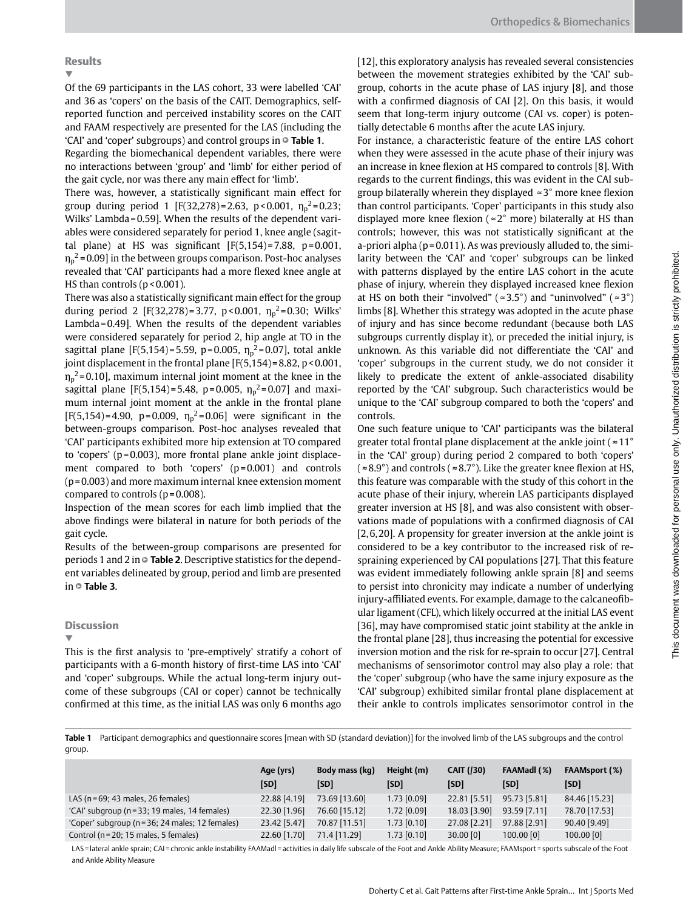## Results

Of the 69 participants in the LAS cohort, 33 were labelled 'CAI' and 36 as 'copers' on the basis of the CAIT. Demographics, self-reported function and perceived instability scores on the CAIT and FAAM respectively are presented for the LAS (including the 'CAI' and 'coper' subgroups) and control groups in **Table 1**.

Regarding the biomechanical dependent variables, there were no interactions between 'group' and 'limb' for either period of the gait cycle, nor was there any main effect for 'limb'.

There was, however, a statistically significant main effect for group during period 1 [$F(32,278) = 2.63$, $p < 0.001$, $\eta_p^2 = 0.23$; Wilks' Lambda = 0.59]. When the results of the dependent variables were considered separately for period 1, knee angle (sagittal plane) at HS was significant [$F(5,154) = 7.88$, $p = 0.001$, $\eta_p^2 = 0.09$] in the between groups comparison. Post-hoc analyses revealed that 'CAI' participants had a more flexed knee angle at HS than controls ($p < 0.001$).

There was also a statistically significant main effect for the group during period 2 [$F(32,278) = 3.77$, $p < 0.001$, $\eta_p^2 = 0.30$; Wilks' Lambda = 0.49]. When the results of the dependent variables were considered separately for period 2, hip angle at TO in the sagittal plane [$F(5,154) = 5.59$, $p = 0.005$, $\eta_p^2 = 0.07$], total ankle joint displacement in the frontal plane [$F(5,154) = 8.82$, $p < 0.001$, $\eta_p^2 = 0.10$], maximum internal joint moment at the knee in the sagittal plane [$F(5,154) = 5.48$, $p = 0.005$, $\eta_p^2 = 0.07$] and maximum internal joint moment at the ankle in the frontal plane [$F(5,154) = 4.90$, $p = 0.009$, $\eta_p^2 = 0.06$] were significant in the between-groups comparison. Post-hoc analyses revealed that 'CAI' participants exhibited more hip extension at TO compared to 'copers' ($p = 0.003$), more frontal plane ankle joint displacement compared to both 'copers' ($p = 0.001$) and controls ($p = 0.003$) and more maximum internal knee extension moment compared to controls ($p = 0.008$).

Inspection of the mean scores for each limb implied that the above findings were bilateral in nature for both periods of the gait cycle.

Results of the between-group comparisons are presented for periods 1 and 2 in **Table 2**. Descriptive statistics for the dependent variables delineated by group, period and limb are presented in **Table 3**.

## Discussion

This is the first analysis to 'pre-emptively' stratify a cohort of participants with a 6-month history of first-time LAS into 'CAI' and 'coper' subgroups. While the actual long-term injury outcome of these subgroups (CAI or coper) cannot be technically confirmed at this time, as the initial LAS was only 6 months ago [12], this exploratory analysis has revealed several consistencies between the movement strategies exhibited by the 'CAI' subgroup, cohorts in the acute phase of LAS injury [8], and those with a confirmed diagnosis of CAI [2]. On this basis, it would seem that long-term injury outcome (CAI vs. coper) is potentially detectable 6 months after the acute LAS injury.

For instance, a characteristic feature of the entire LAS cohort when they were assessed in the acute phase of their injury was an increase in knee flexion at HS compared to controls [8]. With regards to the current findings, this was evident in the CAI subgroup bilaterally wherein they displayed ≈3° more knee flexion than control participants. 'Coper' participants in this study also displayed more knee flexion (≈2° more) bilaterally at HS than controls; however, this was not statistically significant at the a-priori alpha ($p = 0.011$). As was previously alluded to, the similarity between the 'CAI' and 'coper' subgroups can be linked with patterns displayed by the entire LAS cohort in the acute phase of injury, wherein they displayed increased knee flexion at HS on both their "involved" (≈3.5°) and "uninvolved" (≈3°) limbs [8]. Whether this strategy was adopted in the acute phase of injury and has since become redundant (because both LAS subgroups currently display it), or preceded the initial injury, is unknown. As this variable did not differentiate the 'CAI' and 'coper' subgroups in the current study, we do not consider it likely to predicate the extent of ankle-associated disability reported by the 'CAI' subgroup. Such characteristics would be unique to the 'CAI' subgroup compared to both the 'copers' and controls.

One such feature unique to 'CAI' participants was the bilateral greater total frontal plane displacement at the ankle joint (≈11° in the 'CAI' group) during period 2 compared to both 'copers' (≈8.9°) and controls (≈8.7°). Like the greater knee flexion at HS, this feature was comparable with the study of this cohort in the acute phase of their injury, wherein LAS participants displayed greater inversion at HS [8], and was also consistent with observations made of populations with a confirmed diagnosis of CAI [2,6,20]. A propensity for greater inversion at the ankle joint is considered to be a key contributor to the increased risk of re-spraining experienced by CAI populations [27]. That this feature was evident immediately following ankle sprain [8] and seems to persist into chronicity may indicate a number of underlying injury-affiliated events. For example, damage to the calcaneofibular ligament (CFL), which likely occurred at the initial LAS event [36], may have compromised static joint stability at the ankle in the frontal plane [28], thus increasing the potential for excessive inversion motion and the risk for re-sprain to occur [27]. Central mechanisms of sensorimotor control may also play a role: that the 'coper' subgroup (who have the same injury exposure as the 'CAI' subgroup) exhibited similar frontal plane displacement at their ankle to controls implicates sensorimotor control in the

**Table 1** Participant demographics and questionnaire scores [mean with SD (standard deviation)] for the involved limb of the LAS subgroups and the control group.

| | Age (yrs) [SD] | Body mass (kg) [SD] | Height (m) [SD] | CAIT (/30) [SD] | FAAMadl (%) [SD] | FAAMsport (%) [SD] |
|---|---|---|---|---|---|---|
| LAS (n = 69; 43 males, 26 females) | 22.88 [4.19] | 73.69 [13.60] | 1.73 [0.09] | 22.81 [5.51] | 95.73 [5.81] | 84.46 [15.23] |
| 'CAI' subgroup (n = 33; 19 males, 14 females) | 22.30 [1.96] | 76.60 [15.12] | 1.72 [0.09] | 18.03 [3.90] | 93.59 [7.11] | 78.70 [17.53] |
| 'Coper' subgroup (n = 36; 24 males; 12 females) | 23.42 [5.47] | 70.87 [11.51] | 1.73 [0.10] | 27.08 [2.21] | 97.88 [2.91] | 90.40 [9.49] |
| Control (n = 20; 15 males, 5 females) | 22.60 [1.70] | 71.4 [11.29] | 1.73 [0.10] | 30.00 [0] | 100.00 [0] | 100.00 [0] |

LAS = lateral ankle sprain; CAI = chronic ankle instability FAAMadl = activities in daily life subscale of the Foot and Ankle Ability Measure; FAAMsport = sports subscale of the Foot and Ankle Ability Measure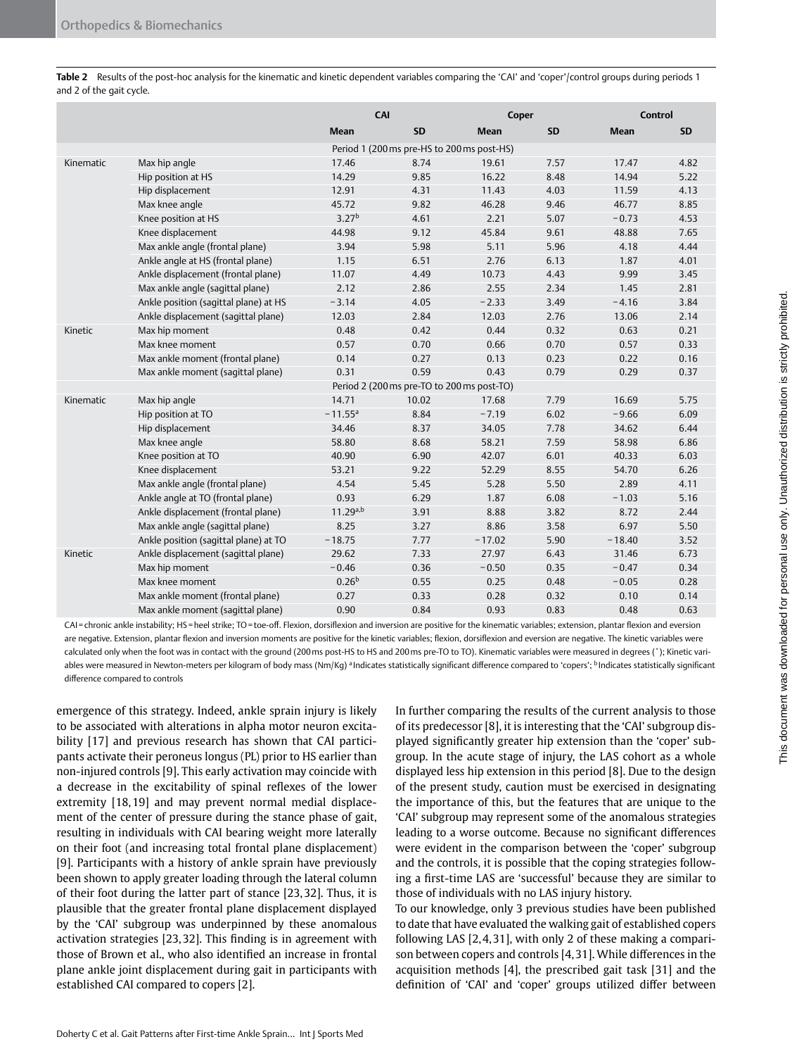**Table 2** Results of the post-hoc analysis for the kinematic and kinetic dependent variables comparing the 'CAI' and 'coper'/control groups during periods 1 and 2 of the gait cycle.

| | | CAI | | Coper | | Control | |
|---|---|---|---|---|---|---|---|
| | | Mean | SD | Mean | SD | Mean | SD |
| | | Period 1 (200 ms pre-HS to 200 ms post-HS) | | | | | |
| Kinematic | Max hip angle | 17.46 | 8.74 | 19.61 | 7.57 | 17.47 | 4.82 |
| | Hip position at HS | 14.29 | 9.85 | 16.22 | 8.48 | 14.94 | 5.22 |
| | Hip displacement | 12.91 | 4.31 | 11.43 | 4.03 | 11.59 | 4.13 |
| | Max knee angle | 45.72 | 9.82 | 46.28 | 9.46 | 46.77 | 8.85 |
| | Knee position at HS | 3.27[b] | 4.61 | 2.21 | 5.07 | −0.73 | 4.53 |
| | Knee displacement | 44.98 | 9.12 | 45.84 | 9.61 | 48.88 | 7.65 |
| | Max ankle angle (frontal plane) | 3.94 | 5.98 | 5.11 | 5.96 | 4.18 | 4.44 |
| | Ankle angle at HS (frontal plane) | 1.15 | 6.51 | 2.76 | 6.13 | 1.87 | 4.01 |
| | Ankle displacement (frontal plane) | 11.07 | 4.49 | 10.73 | 4.43 | 9.99 | 3.45 |
| | Max ankle angle (sagittal plane) | 2.12 | 2.86 | 2.55 | 2.34 | 1.45 | 2.81 |
| | Ankle position (sagittal plane) at HS | −3.14 | 4.05 | −2.33 | 3.49 | −4.16 | 3.84 |
| | Ankle displacement (sagittal plane) | 12.03 | 2.84 | 12.03 | 2.76 | 13.06 | 2.14 |
| Kinetic | Max hip moment | 0.48 | 0.42 | 0.44 | 0.32 | 0.63 | 0.21 |
| | Max knee moment | 0.57 | 0.70 | 0.66 | 0.70 | 0.57 | 0.33 |
| | Max ankle moment (frontal plane) | 0.14 | 0.27 | 0.13 | 0.23 | 0.22 | 0.16 |
| | Max ankle moment (sagittal plane) | 0.31 | 0.59 | 0.43 | 0.79 | 0.29 | 0.37 |
| | | Period 2 (200 ms pre-TO to 200 ms post-TO) | | | | | |
| Kinematic | Max hip angle | 14.71 | 10.02 | 17.68 | 7.79 | 16.69 | 5.75 |
| | Hip position at TO | −11.55[a] | 8.84 | −7.19 | 6.02 | −9.66 | 6.09 |
| | Hip displacement | 34.46 | 8.37 | 34.05 | 7.78 | 34.62 | 6.44 |
| | Max knee angle | 58.80 | 8.68 | 58.21 | 7.59 | 58.98 | 6.86 |
| | Knee position at TO | 40.90 | 6.90 | 42.07 | 6.01 | 40.33 | 6.03 |
| | Knee displacement | 53.21 | 9.22 | 52.29 | 8.55 | 54.70 | 6.26 |
| | Max ankle angle (frontal plane) | 4.54 | 5.45 | 5.28 | 5.50 | 2.89 | 4.11 |
| | Ankle angle at TO (frontal plane) | 0.93 | 6.29 | 1.87 | 6.08 | −1.03 | 5.16 |
| | Ankle displacement (frontal plane) | 11.29[a,b] | 3.91 | 8.88 | 3.82 | 8.72 | 2.44 |
| | Max ankle angle (sagittal plane) | 8.25 | 3.27 | 8.86 | 3.58 | 6.97 | 5.50 |
| | Ankle position (sagittal plane) at TO | −18.75 | 7.77 | −17.02 | 5.90 | −18.40 | 3.52 |
| Kinetic | Ankle displacement (sagittal plane) | 29.62 | 7.33 | 27.97 | 6.43 | 31.46 | 6.73 |
| | Max hip moment | −0.46 | 0.36 | −0.50 | 0.35 | −0.47 | 0.34 |
| | Max knee moment | 0.26[b] | 0.55 | 0.25 | 0.48 | −0.05 | 0.28 |
| | Max ankle moment (frontal plane) | 0.27 | 0.33 | 0.28 | 0.32 | 0.10 | 0.14 |
| | Max ankle moment (sagittal plane) | 0.90 | 0.84 | 0.93 | 0.83 | 0.48 | 0.63 |

CAI = chronic ankle instability; HS = heel strike; TO = toe-off. Flexion, dorsiflexion and inversion are positive for the kinematic variables; extension, plantar flexion and eversion are negative. Extension, plantar flexion and inversion moments are positive for the kinetic variables; flexion, dorsiflexion and eversion are negative. The kinetic variables were calculated only when the foot was in contact with the ground (200 ms post-HS to HS and 200 ms pre-TO to TO). Kinematic variables were measured in degrees (°); Kinetic variables were measured in Newton-meters per kilogram of body mass (Nm/Kg) [a] Indicates statistically significant difference compared to 'copers'; [b] Indicates statistically significant difference compared to controls

emergence of this strategy. Indeed, ankle sprain injury is likely to be associated with alterations in alpha motor neuron excitability [17] and previous research has shown that CAI participants activate their peroneus longus (PL) prior to HS earlier than non-injured controls [9]. This early activation may coincide with a decrease in the excitability of spinal reflexes of the lower extremity [18,19] and may prevent normal medial displacement of the center of pressure during the stance phase of gait, resulting in individuals with CAI bearing weight more laterally on their foot (and increasing total frontal plane displacement) [9]. Participants with a history of ankle sprain have previously been shown to apply greater loading through the lateral column of their foot during the latter part of stance [23,32]. Thus, it is plausible that the greater frontal plane displacement displayed by the 'CAI' subgroup was underpinned by these anomalous activation strategies [23,32]. This finding is in agreement with those of Brown et al., who also identified an increase in frontal plane ankle joint displacement during gait in participants with established CAI compared to copers [2].

In further comparing the results of the current analysis to those of its predecessor [8], it is interesting that the 'CAI' subgroup displayed significantly greater hip extension than the 'coper' subgroup. In the acute stage of injury, the LAS cohort as a whole displayed less hip extension in this period [8]. Due to the design of the present study, caution must be exercised in designating the importance of this, but the features that are unique to the 'CAI' subgroup may represent some of the anomalous strategies leading to a worse outcome. Because no significant differences were evident in the comparison between the 'coper' subgroup and the controls, it is possible that the coping strategies following a first-time LAS are 'successful' because they are similar to those of individuals with no LAS injury history.

To our knowledge, only 3 previous studies have been published to date that have evaluated the walking gait of established copers following LAS [2,4,31], with only 2 of these making a comparison between copers and controls [4,31]. While differences in the acquisition methods [4], the prescribed gait task [31] and the definition of 'CAI' and 'coper' groups utilized differ between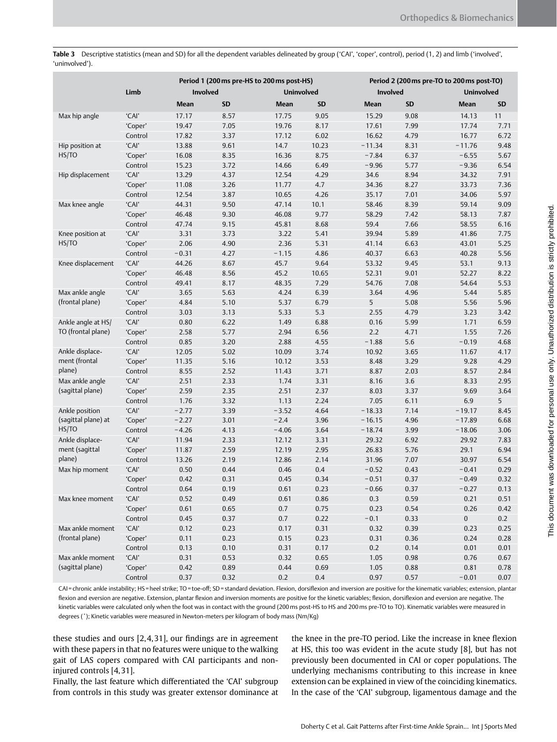**Table 3** Descriptive statistics (mean and SD) for all the dependent variables delineated by group ('CAI', 'coper', control), period (1, 2) and limb ('involved', 'uninvolved').

| | Limb | Period 1 (200 ms pre-HS to 200 ms post-HS) | | | | Period 2 (200 ms pre-TO to 200 ms post-TO) | | | |
|---|---|---|---|---|---|---|---|---|---|
| | | Involved | | Uninvolved | | Involved | | Uninvolved | |
| | | Mean | SD | Mean | SD | Mean | SD | Mean | SD |
| Max hip angle | 'CAI' | 17.17 | 8.57 | 17.75 | 9.05 | 15.29 | 9.08 | 14.13 | 11 |
| | 'Coper' | 19.47 | 7.05 | 19.76 | 8.17 | 17.61 | 7.99 | 17.74 | 7.71 |
| | Control | 17.82 | 3.37 | 17.12 | 6.02 | 16.62 | 4.79 | 16.77 | 6.72 |
| Hip position at HS/TO | 'CAI' | 13.88 | 9.61 | 14.7 | 10.23 | −11.34 | 8.31 | −11.76 | 9.48 |
| | 'Coper' | 16.08 | 8.35 | 16.36 | 8.75 | −7.84 | 6.37 | −6.55 | 5.67 |
| | Control | 15.23 | 3.72 | 14.66 | 6.49 | −9.96 | 5.77 | −9.36 | 6.54 |
| Hip displacement | 'CAI' | 13.29 | 4.37 | 12.54 | 4.29 | 34.6 | 8.94 | 34.32 | 7.91 |
| | 'Coper' | 11.08 | 3.26 | 11.77 | 4.7 | 34.36 | 8.27 | 33.73 | 7.36 |
| | Control | 12.54 | 3.87 | 10.65 | 4.26 | 35.17 | 7.01 | 34.06 | 5.97 |
| Max knee angle | 'CAI' | 44.31 | 9.50 | 47.14 | 10.1 | 58.46 | 8.39 | 59.14 | 9.09 |
| | 'Coper' | 46.48 | 9.30 | 46.08 | 9.77 | 58.29 | 7.42 | 58.13 | 7.87 |
| | Control | 47.74 | 9.15 | 45.81 | 8.68 | 59.4 | 7.66 | 58.55 | 6.16 |
| Knee position at HS/TO | 'CAI' | 3.31 | 3.73 | 3.22 | 5.41 | 39.94 | 5.89 | 41.86 | 7.75 |
| | 'Coper' | 2.06 | 4.90 | 2.36 | 5.31 | 41.14 | 6.63 | 43.01 | 5.25 |
| | Control | −0.31 | 4.27 | −1.15 | 4.86 | 40.37 | 6.63 | 40.28 | 5.56 |
| Knee displacement | 'CAI' | 44.26 | 8.67 | 45.7 | 9.64 | 53.32 | 9.45 | 53.1 | 9.13 |
| | 'Coper' | 46.48 | 8.56 | 45.2 | 10.65 | 52.31 | 9.01 | 52.27 | 8.22 |
| | Control | 49.41 | 8.17 | 48.35 | 7.29 | 54.76 | 7.08 | 54.64 | 5.53 |
| Max ankle angle (frontal plane) | 'CAI' | 3.65 | 5.63 | 4.24 | 6.39 | 3.64 | 4.96 | 5.44 | 5.85 |
| | 'Coper' | 4.84 | 5.10 | 5.37 | 6.79 | 5 | 5.08 | 5.56 | 5.96 |
| | Control | 3.03 | 3.13 | 5.33 | 5.3 | 2.55 | 4.79 | 3.23 | 3.42 |
| Ankle angle at HS/TO (frontal plane) | 'CAI' | 0.80 | 6.22 | 1.49 | 6.88 | 0.16 | 5.99 | 1.71 | 6.59 |
| | 'Coper' | 2.58 | 5.77 | 2.94 | 6.56 | 2.2 | 4.71 | 1.55 | 7.26 |
| | Control | 0.85 | 3.20 | 2.88 | 4.55 | −1.88 | 5.6 | −0.19 | 4.68 |
| Ankle displacement (frontal plane) | 'CAI' | 12.05 | 5.02 | 10.09 | 3.74 | 10.92 | 3.65 | 11.67 | 4.17 |
| | 'Coper' | 11.35 | 5.16 | 10.12 | 3.53 | 8.48 | 3.29 | 9.28 | 4.29 |
| | Control | 8.55 | 2.52 | 11.43 | 3.71 | 8.87 | 2.03 | 8.57 | 2.84 |
| Max ankle angle (sagittal plane) | 'CAI' | 2.51 | 2.33 | 1.74 | 3.31 | 8.16 | 3.6 | 8.33 | 2.95 |
| | 'Coper' | 2.59 | 2.35 | 2.51 | 2.37 | 8.03 | 3.37 | 9.69 | 3.64 |
| | Control | 1.76 | 3.32 | 1.13 | 2.24 | 7.05 | 6.11 | 6.9 | 5 |
| Ankle position (sagittal plane) at HS/TO | 'CAI' | −2.77 | 3.39 | −3.52 | 4.64 | −18.33 | 7.14 | −19.17 | 8.45 |
| | 'Coper' | −2.27 | 3.01 | −2.4 | 3.96 | −16.15 | 4.96 | −17.89 | 6.68 |
| | Control | −4.26 | 4.13 | −4.06 | 3.64 | −18.74 | 3.99 | −18.06 | 3.06 |
| Ankle displacement (sagittal plane) | 'CAI' | 11.94 | 2.33 | 12.12 | 3.31 | 29.32 | 6.92 | 29.92 | 7.83 |
| | 'Coper' | 11.87 | 2.59 | 12.19 | 2.95 | 26.83 | 5.76 | 29.1 | 6.94 |
| | Control | 13.26 | 2.19 | 12.86 | 2.14 | 31.96 | 7.07 | 30.97 | 6.54 |
| Max hip moment | 'CAI' | 0.50 | 0.44 | 0.46 | 0.4 | −0.52 | 0.43 | −0.41 | 0.29 |
| | 'Coper' | 0.42 | 0.31 | 0.45 | 0.34 | −0.51 | 0.37 | −0.49 | 0.32 |
| | Control | 0.64 | 0.19 | 0.61 | 0.23 | −0.66 | 0.37 | −0.27 | 0.13 |
| Max knee moment | 'CAI' | 0.52 | 0.49 | 0.61 | 0.86 | 0.3 | 0.59 | 0.21 | 0.51 |
| | 'Coper' | 0.61 | 0.65 | 0.7 | 0.75 | 0.23 | 0.54 | 0.26 | 0.42 |
| | Control | 0.45 | 0.37 | 0.7 | 0.22 | −0.1 | 0.33 | 0 | 0.2 |
| Max ankle moment (frontal plane) | 'CAI' | 0.12 | 0.23 | 0.17 | 0.31 | 0.32 | 0.39 | 0.23 | 0.25 |
| | 'Coper' | 0.11 | 0.23 | 0.15 | 0.23 | 0.31 | 0.36 | 0.24 | 0.28 |
| | Control | 0.13 | 0.10 | 0.31 | 0.17 | 0.2 | 0.14 | 0.01 | 0.01 |
| Max ankle moment (sagittal plane) | 'CAI' | 0.31 | 0.53 | 0.32 | 0.65 | 1.05 | 0.98 | 0.76 | 0.67 |
| | 'Coper' | 0.42 | 0.89 | 0.44 | 0.69 | 1.05 | 0.88 | 0.81 | 0.78 |
| | Control | 0.37 | 0.32 | 0.2 | 0.4 | 0.97 | 0.57 | −0.01 | 0.07 |

CAI = chronic ankle instability; HS = heel strike; TO = toe-off; SD = standard deviation. Flexion, dorsiflexion and inversion are positive for the kinematic variables; extension, plantar flexion and eversion are negative. Extension, plantar flexion and inversion moments are positive for the kinetic variables; flexion, dorsiflexion and eversion are negative. The kinetic variables were calculated only when the foot was in contact with the ground (200 ms post-HS to HS and 200 ms pre-TO to TO). Kinematic variables were measured in degrees (°); Kinetic variables were measured in Newton-meters per kilogram of body mass (Nm/Kg)

these studies and ours [2,4,31], our findings are in agreement with these papers in that no features were unique to the walking gait of LAS copers compared with CAI participants and non-injured controls [4,31].

Finally, the last feature which differentiated the 'CAI' subgroup from controls in this study was greater extensor dominance at the knee in the pre-TO period. Like the increase in knee flexion at HS, this too was evident in the acute study [8], but has not previously been documented in CAI or coper populations. The underlying mechanisms contributing to this increase in knee extension can be explained in view of the coinciding kinematics. In the case of the 'CAI' subgroup, ligamentous damage and the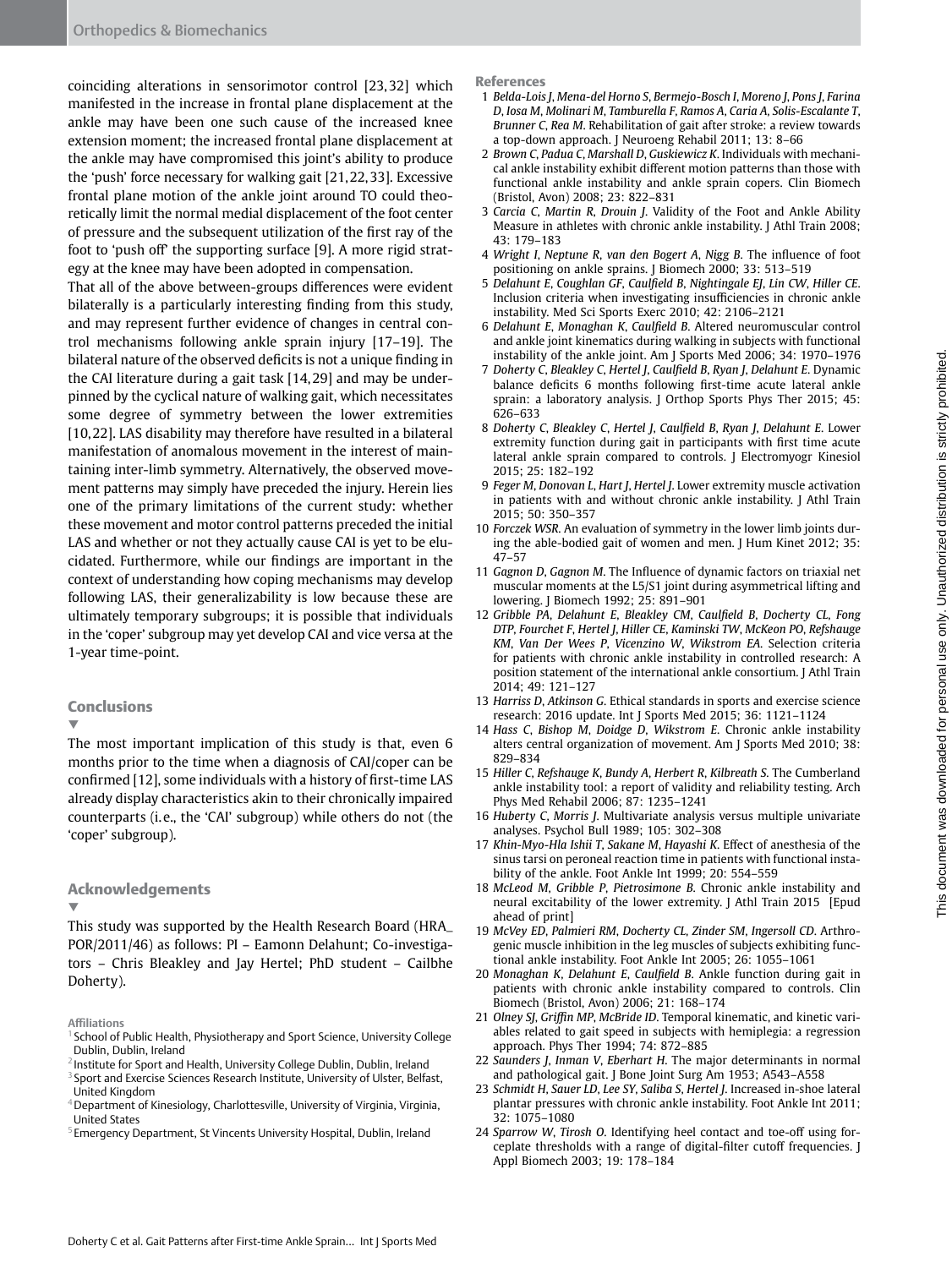coinciding alterations in sensorimotor control [23, 32] which manifested in the increase in frontal plane displacement at the ankle may have been one such cause of the increased knee extension moment; the increased frontal plane displacement at the ankle may have compromised this joint's ability to produce the 'push' force necessary for walking gait [21, 22, 33]. Excessive frontal plane motion of the ankle joint around TO could theoretically limit the normal medial displacement of the foot center of pressure and the subsequent utilization of the first ray of the foot to 'push off' the supporting surface [9]. A more rigid strategy at the knee may have been adopted in compensation.

That all of the above between-groups differences were evident bilaterally is a particularly interesting finding from this study, and may represent further evidence of changes in central control mechanisms following ankle sprain injury [17–19]. The bilateral nature of the observed deficits is not a unique finding in the CAI literature during a gait task [14, 29] and may be underpinned by the cyclical nature of walking gait, which necessitates some degree of symmetry between the lower extremities [10, 22]. LAS disability may therefore have resulted in a bilateral manifestation of anomalous movement in the interest of maintaining inter-limb symmetry. Alternatively, the observed movement patterns may simply have preceded the injury. Herein lies one of the primary limitations of the current study: whether these movement and motor control patterns preceded the initial LAS and whether or not they actually cause CAI is yet to be elucidated. Furthermore, while our findings are important in the context of understanding how coping mechanisms may develop following LAS, their generalizability is low because these are ultimately temporary subgroups; it is possible that individuals in the 'coper' subgroup may yet develop CAI and vice versa at the 1-year time-point.

## Conclusions

The most important implication of this study is that, even 6 months prior to the time when a diagnosis of CAI/coper can be confirmed [12], some individuals with a history of first-time LAS already display characteristics akin to their chronically impaired counterparts (i.e., the 'CAI' subgroup) while others do not (the 'coper' subgroup).

## Acknowledgements

This study was supported by the Health Research Board (HRA_POR/2011/46) as follows: PI – Eamonn Delahunt; Co-investigators – Chris Bleakley and Jay Hertel; PhD student – Cailbhe Doherty).

**Affiliations**

[1] School of Public Health, Physiotherapy and Sport Science, University College Dublin, Dublin, Ireland
[2] Institute for Sport and Health, University College Dublin, Dublin, Ireland
[3] Sport and Exercise Sciences Research Institute, University of Ulster, Belfast, United Kingdom
[4] Department of Kinesiology, Charlottesville, University of Virginia, Virginia, United States
[5] Emergency Department, St Vincents University Hospital, Dublin, Ireland

## References

1. *Belda-Lois J, Mena-del Horno S, Bermejo-Bosch I, Moreno J, Pons J, Farina D, Iosa M, Molinari M, Tamburella F, Ramos A, Caria A, Solis-Escalante T, Brunner C, Rea M.* Rehabilitation of gait after stroke: a review towards a top-down approach. J Neuroeng Rehabil 2011; 13: 8–66
2. *Brown C, Padua C, Marshall D, Guskiewicz K.* Individuals with mechanical ankle instability exhibit different motion patterns than those with functional ankle instability and ankle sprain copers. Clin Biomech (Bristol, Avon) 2008; 23: 822–831
3. *Carcia C, Martin R, Drouin J.* Validity of the Foot and Ankle Ability Measure in athletes with chronic ankle instability. J Athl Train 2008; 43: 179–183
4. *Wright I, Neptune R, van den Bogert A, Nigg B.* The influence of foot positioning on ankle sprains. J Biomech 2000; 33: 513–519
5. *Delahunt E, Coughlan GF, Caulfield B, Nightingale EJ, Lin CW, Hiller CE.* Inclusion criteria when investigating insufficiencies in chronic ankle instability. Med Sci Sports Exerc 2010; 42: 2106–2121
6. *Delahunt E, Monaghan K, Caulfield B.* Altered neuromuscular control and ankle joint kinematics during walking in subjects with functional instability of the ankle joint. Am J Sports Med 2006; 34: 1970–1976
7. *Doherty C, Bleakley C, Hertel J, Caulfield B, Ryan J, Delahunt E.* Dynamic balance deficits 6 months following first-time acute lateral ankle sprain: a laboratory analysis. J Orthop Sports Phys Ther 2015; 45: 626–633
8. *Doherty C, Bleakley C, Hertel J, Caulfield B, Ryan J, Delahunt E.* Lower extremity function during gait in participants with first time acute lateral ankle sprain compared to controls. J Electromyogr Kinesiol 2015; 25: 182–192
9. *Feger M, Donovan L, Hart J, Hertel J.* Lower extremity muscle activation in patients with and without chronic ankle instability. J Athl Train 2015; 50: 350–357
10. *Forczek WSR.* An evaluation of symmetry in the lower limb joints during the able-bodied gait of women and men. J Hum Kinet 2012; 35: 47–57
11. *Gagnon D, Gagnon M.* The Influence of dynamic factors on triaxial net muscular moments at the L5/S1 joint during asymmetrical lifting and lowering. J Biomech 1992; 25: 891–901
12. *Gribble PA, Delahunt E, Bleakley CM, Caulfield B, Docherty CL, Fong DTP, Fourchet F, Hertel J, Hiller CE, Kaminski TW, McKeon PO, Refshauge KM, Van Der Wees P, Vicenzino W, Wikstrom EA.* Selection criteria for patients with chronic ankle instability in controlled research: A position statement of the international ankle consortium. J Athl Train 2014; 49: 121–127
13. *Harriss D, Atkinson G.* Ethical standards in sports and exercise science research: 2016 update. Int J Sports Med 2015; 36: 1121–1124
14. *Hass C, Bishop M, Doidge D, Wikstrom E.* Chronic ankle instability alters central organization of movement. Am J Sports Med 2010; 38: 829–834
15. *Hiller C, Refshauge K, Bundy A, Herbert R, Kilbreath S.* The Cumberland ankle instability tool: a report of validity and reliability testing. Arch Phys Med Rehabil 2006; 87: 1235–1241
16. *Huberty C, Morris J.* Multivariate analysis versus multiple univariate analyses. Psychol Bull 1989; 105: 302–308
17. *Khin-Myo-Hla Ishii T, Sakane M, Hayashi K.* Effect of anesthesia of the sinus tarsi on peroneal reaction time in patients with functional instability of the ankle. Foot Ankle Int 1999; 20: 554–559
18. *McLeod M, Gribble P, Pietrosimone B.* Chronic ankle instability and neural excitability of the lower extremity. J Athl Train 2015 [Epud ahead of print]
19. *McVey ED, Palmieri RM, Docherty CL, Zinder SM, Ingersoll CD.* Arthrogenic muscle inhibition in the leg muscles of subjects exhibiting functional ankle instability. Foot Ankle Int 2005; 26: 1055–1061
20. *Monaghan K, Delahunt E, Caulfield B.* Ankle function during gait in patients with chronic ankle instability compared to controls. Clin Biomech (Bristol, Avon) 2006; 21: 168–174
21. *Olney SJ, Griffin MP, McBride ID.* Temporal kinematic, and kinetic variables related to gait speed in subjects with hemiplegia: a regression approach. Phys Ther 1994; 74: 872–885
22. *Saunders J, Inman V, Eberhart H.* The major determinants in normal and pathological gait. J Bone Joint Surg Am 1953; 35: A543–A558
23. *Schmidt H, Sauer LD, Lee SY, Saliba S, Hertel J.* Increased in-shoe lateral plantar pressures with chronic ankle instability. Foot Ankle Int 2011; 32: 1075–1080
24. *Sparrow W, Tirosh O.* Identifying heel contact and toe-off using forceplate thresholds with a range of digital-filter cutoff frequencies. J Appl Biomech 2003; 19: 178–184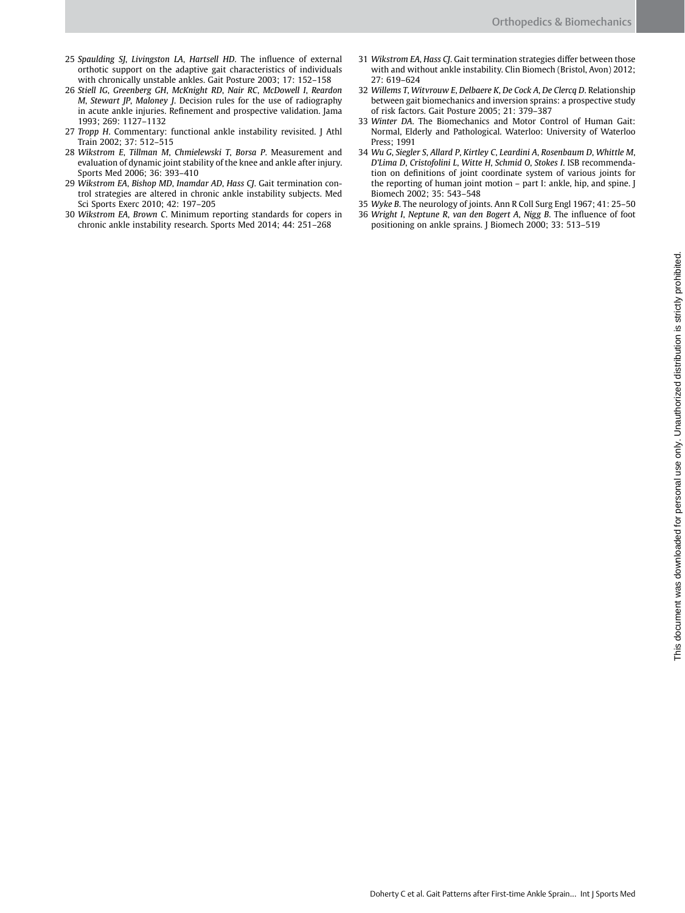25 *Spaulding SJ, Livingston LA, Hartsell HD.* The influence of external orthotic support on the adaptive gait characteristics of individuals with chronically unstable ankles. Gait Posture 2003; 17: 152–158

26 *Stiell IG, Greenberg GH, McKnight RD, Nair RC, McDowell I, Reardon M, Stewart JP, Maloney J.* Decision rules for the use of radiography in acute ankle injuries. Refinement and prospective validation. Jama 1993; 269: 1127–1132

27 *Tropp H.* Commentary: functional ankle instability revisited. J Athl Train 2002; 37: 512–515

28 *Wikstrom E, Tillman M, Chmielewski T, Borsa P.* Measurement and evaluation of dynamic joint stability of the knee and ankle after injury. Sports Med 2006; 36: 393–410

29 *Wikstrom EA, Bishop MD, Inamdar AD, Hass CJ.* Gait termination control strategies are altered in chronic ankle instability subjects. Med Sci Sports Exerc 2010; 42: 197–205

30 *Wikstrom EA, Brown C.* Minimum reporting standards for copers in chronic ankle instability research. Sports Med 2014; 44: 251–268

31 *Wikstrom EA, Hass CJ.* Gait termination strategies differ between those with and without ankle instability. Clin Biomech (Bristol, Avon) 2012; 27: 619–624

32 *Willems T, Witvrouw E, Delbaere K, De Cock A, De Clercq D.* Relationship between gait biomechanics and inversion sprains: a prospective study of risk factors. Gait Posture 2005; 21: 379–387

33 *Winter DA.* The Biomechanics and Motor Control of Human Gait: Normal, Elderly and Pathological. Waterloo: University of Waterloo Press; 1991

34 *Wu G, Siegler S, Allard P, Kirtley C, Leardini A, Rosenbaum D, Whittle M, D'Lima D, Cristofolini L, Witte H, Schmid O, Stokes I.* ISB recommendation on definitions of joint coordinate system of various joints for the reporting of human joint motion – part I: ankle, hip, and spine. J Biomech 2002; 35: 543–548

35 *Wyke B.* The neurology of joints. Ann R Coll Surg Engl 1967; 41: 25–50

36 *Wright I, Neptune R, van den Bogert A, Nigg B.* The influence of foot positioning on ankle sprains. J Biomech 2000; 33: 513–519